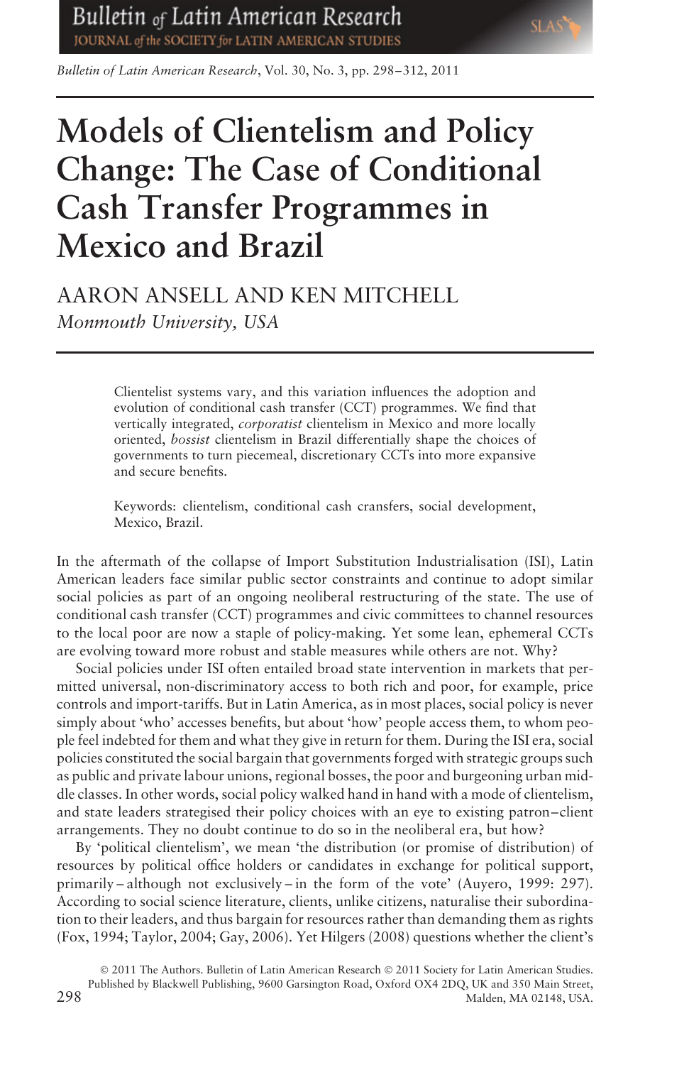# Models of Clientelism and Policy Change: The Case of Conditional Cash Transfer Programmes in Mexico and Brazil

AARON ANSELL AND KEN MITCHELL

*Monmouth University, USA*

Clientelist systems vary, and this variation influences the adoption and evolution of conditional cash transfer (CCT) programmes. We find that vertically integrated, *corporatist* clientelism in Mexico and more locally oriented, *bossist* clientelism in Brazil differentially shape the choices of governments to turn piecemeal, discretionary CCTs into more expansive and secure benefits.

Keywords: clientelism, conditional cash cransfers, social development, Mexico, Brazil.

In the aftermath of the collapse of Import Substitution Industrialisation (ISI), Latin American leaders face similar public sector constraints and continue to adopt similar social policies as part of an ongoing neoliberal restructuring of the state. The use of conditional cash transfer (CCT) programmes and civic committees to channel resources to the local poor are now a staple of policy-making. Yet some lean, ephemeral CCTs are evolving toward more robust and stable measures while others are not. Why?

Social policies under ISI often entailed broad state intervention in markets that permitted universal, non-discriminatory access to both rich and poor, for example, price controls and import-tariffs. But in Latin America, as in most places, social policy is never simply about 'who' accesses benefits, but about 'how' people access them, to whom people feel indebted for them and what they give in return for them. During the ISI era, social policies constituted the social bargain that governments forged with strategic groups such as public and private labour unions, regional bosses, the poor and burgeoning urban middle classes. In other words, social policy walked hand in hand with a mode of clientelism, and state leaders strategised their policy choices with an eye to existing patron–client arrangements. They no doubt continue to do so in the neoliberal era, but how?

By 'political clientelism', we mean 'the distribution (or promise of distribution) of resources by political office holders or candidates in exchange for political support, primarily – although not exclusively – in the form of the vote' (Auyero, 1999: 297). According to social science literature, clients, unlike citizens, naturalise their subordination to their leaders, and thus bargain for resources rather than demanding them as rights (Fox, 1994; Taylor, 2004; Gay, 2006). Yet Hilgers (2008) questions whether the client's

© 2011 The Authors. Bulletin of Latin American Research © 2011 Society for Latin American Studies. Published by Blackwell Publishing, 9600 Garsington Road, Oxford OX4 2DQ, UK and 350 Main Street, Malden, MA 02148, USA.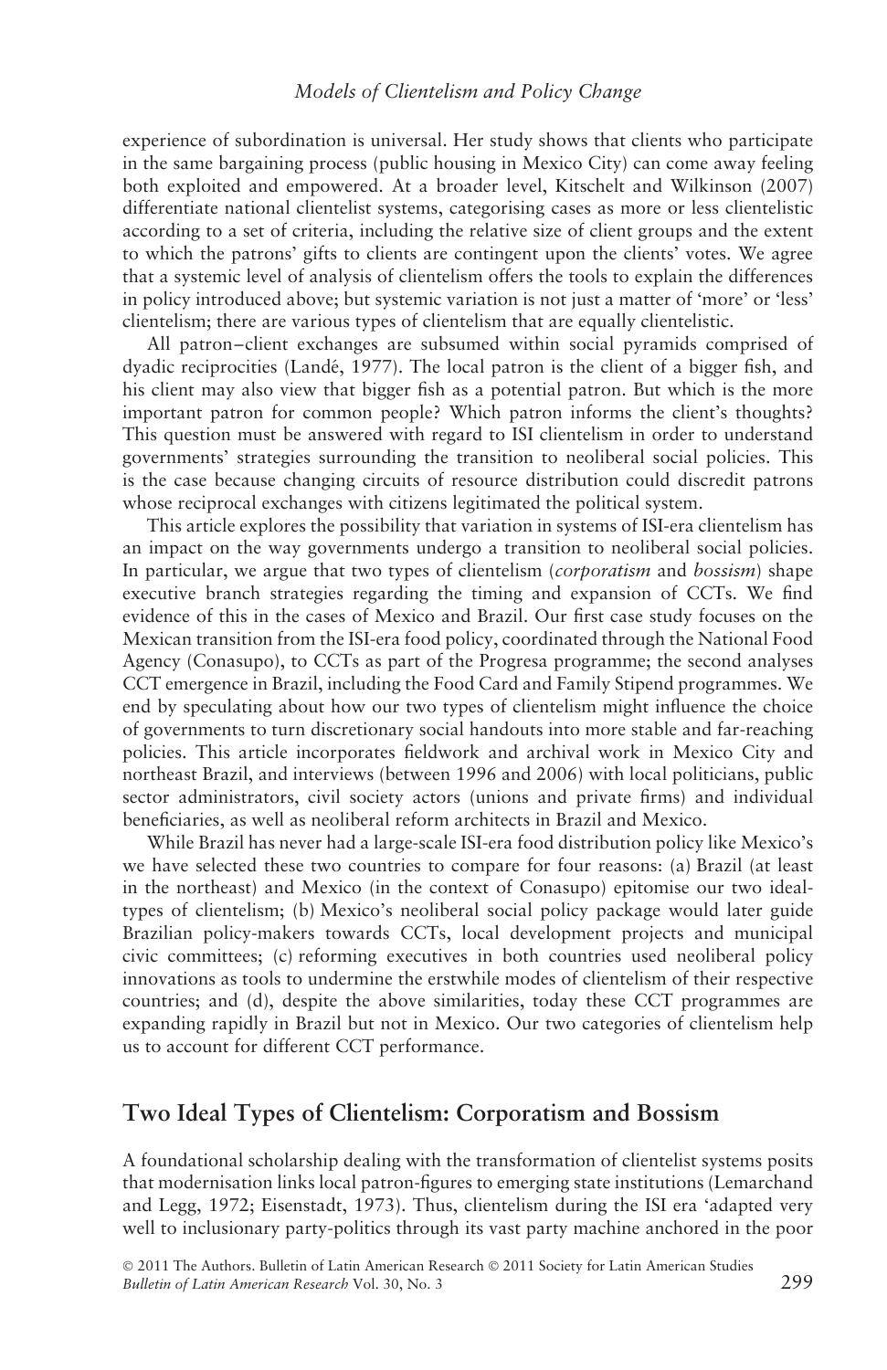experience of subordination is universal. Her study shows that clients who participate in the same bargaining process (public housing in Mexico City) can come away feeling both exploited and empowered. At a broader level, Kitschelt and Wilkinson (2007) differentiate national clientelist systems, categorising cases as more or less clientelistic according to a set of criteria, including the relative size of client groups and the extent to which the patrons' gifts to clients are contingent upon the clients' votes. We agree that a systemic level of analysis of clientelism offers the tools to explain the differences in policy introduced above; but systemic variation is not just a matter of 'more' or 'less' clientelism; there are various types of clientelism that are equally clientelistic.

All patron–client exchanges are subsumed within social pyramids comprised of dyadic reciprocities (Landé, 1977). The local patron is the client of a bigger fish, and his client may also view that bigger fish as a potential patron. But which is the more important patron for common people? Which patron informs the client's thoughts? This question must be answered with regard to ISI clientelism in order to understand governments' strategies surrounding the transition to neoliberal social policies. This is the case because changing circuits of resource distribution could discredit patrons whose reciprocal exchanges with citizens legitimated the political system.

This article explores the possibility that variation in systems of ISI-era clientelism has an impact on the way governments undergo a transition to neoliberal social policies. In particular, we argue that two types of clientelism (*corporatism* and *bossism*) shape executive branch strategies regarding the timing and expansion of CCTs. We find evidence of this in the cases of Mexico and Brazil. Our first case study focuses on the Mexican transition from the ISI-era food policy, coordinated through the National Food Agency (Conasupo), to CCTs as part of the Progresa programme; the second analyses CCT emergence in Brazil, including the Food Card and Family Stipend programmes. We end by speculating about how our two types of clientelism might influence the choice of governments to turn discretionary social handouts into more stable and far-reaching policies. This article incorporates fieldwork and archival work in Mexico City and northeast Brazil, and interviews (between 1996 and 2006) with local politicians, public sector administrators, civil society actors (unions and private firms) and individual beneficiaries, as well as neoliberal reform architects in Brazil and Mexico.

While Brazil has never had a large-scale ISI-era food distribution policy like Mexico's we have selected these two countries to compare for four reasons: (a) Brazil (at least in the northeast) and Mexico (in the context of Conasupo) epitomise our two ideal-types of clientelism; (b) Mexico's neoliberal social policy package would later guide Brazilian policy-makers towards CCTs, local development projects and municipal civic committees; (c) reforming executives in both countries used neoliberal policy innovations as tools to undermine the erstwhile modes of clientelism of their respective countries; and (d), despite the above similarities, today these CCT programmes are expanding rapidly in Brazil but not in Mexico. Our two categories of clientelism help us to account for different CCT performance.

## Two Ideal Types of Clientelism: Corporatism and Bossism

A foundational scholarship dealing with the transformation of clientelist systems posits that modernisation links local patron-figures to emerging state institutions (Lemarchand and Legg, 1972; Eisenstadt, 1973). Thus, clientelism during the ISI era 'adapted very well to inclusionary party-politics through its vast party machine anchored in the poor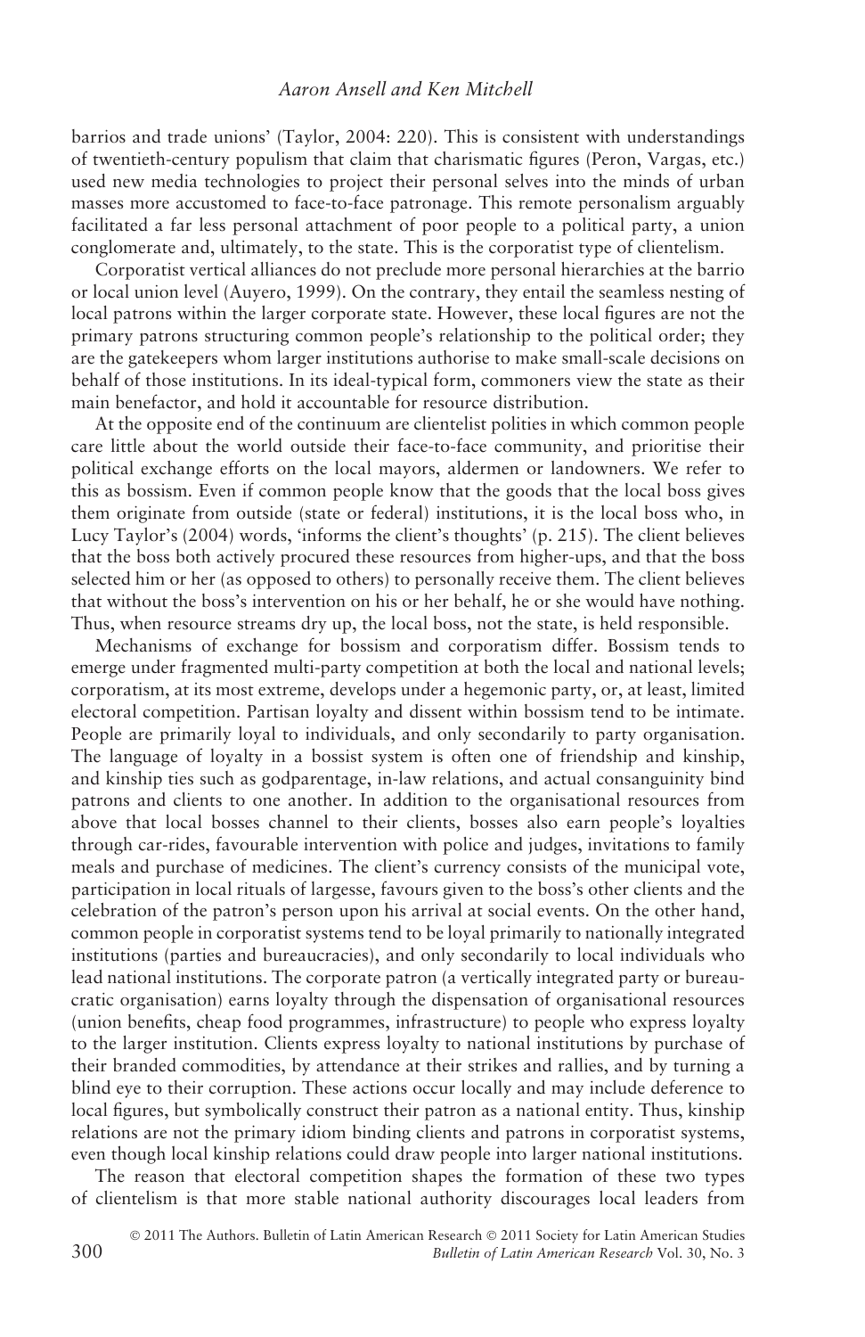barrios and trade unions' (Taylor, 2004: 220). This is consistent with understandings of twentieth-century populism that claim that charismatic figures (Peron, Vargas, etc.) used new media technologies to project their personal selves into the minds of urban masses more accustomed to face-to-face patronage. This remote personalism arguably facilitated a far less personal attachment of poor people to a political party, a union conglomerate and, ultimately, to the state. This is the corporatist type of clientelism.

Corporatist vertical alliances do not preclude more personal hierarchies at the barrio or local union level (Auyero, 1999). On the contrary, they entail the seamless nesting of local patrons within the larger corporate state. However, these local figures are not the primary patrons structuring common people's relationship to the political order; they are the gatekeepers whom larger institutions authorise to make small-scale decisions on behalf of those institutions. In its ideal-typical form, commoners view the state as their main benefactor, and hold it accountable for resource distribution.

At the opposite end of the continuum are clientelist polities in which common people care little about the world outside their face-to-face community, and prioritise their political exchange efforts on the local mayors, aldermen or landowners. We refer to this as bossism. Even if common people know that the goods that the local boss gives them originate from outside (state or federal) institutions, it is the local boss who, in Lucy Taylor's (2004) words, 'informs the client's thoughts' (p. 215). The client believes that the boss both actively procured these resources from higher-ups, and that the boss selected him or her (as opposed to others) to personally receive them. The client believes that without the boss's intervention on his or her behalf, he or she would have nothing. Thus, when resource streams dry up, the local boss, not the state, is held responsible.

Mechanisms of exchange for bossism and corporatism differ. Bossism tends to emerge under fragmented multi-party competition at both the local and national levels; corporatism, at its most extreme, develops under a hegemonic party, or, at least, limited electoral competition. Partisan loyalty and dissent within bossism tend to be intimate. People are primarily loyal to individuals, and only secondarily to party organisation. The language of loyalty in a bossist system is often one of friendship and kinship, and kinship ties such as godparentage, in-law relations, and actual consanguinity bind patrons and clients to one another. In addition to the organisational resources from above that local bosses channel to their clients, bosses also earn people's loyalties through car-rides, favourable intervention with police and judges, invitations to family meals and purchase of medicines. The client's currency consists of the municipal vote, participation in local rituals of largesse, favours given to the boss's other clients and the celebration of the patron's person upon his arrival at social events. On the other hand, common people in corporatist systems tend to be loyal primarily to nationally integrated institutions (parties and bureaucracies), and only secondarily to local individuals who lead national institutions. The corporate patron (a vertically integrated party or bureaucratic organisation) earns loyalty through the dispensation of organisational resources (union benefits, cheap food programmes, infrastructure) to people who express loyalty to the larger institution. Clients express loyalty to national institutions by purchase of their branded commodities, by attendance at their strikes and rallies, and by turning a blind eye to their corruption. These actions occur locally and may include deference to local figures, but symbolically construct their patron as a national entity. Thus, kinship relations are not the primary idiom binding clients and patrons in corporatist systems, even though local kinship relations could draw people into larger national institutions.

The reason that electoral competition shapes the formation of these two types of clientelism is that more stable national authority discourages local leaders from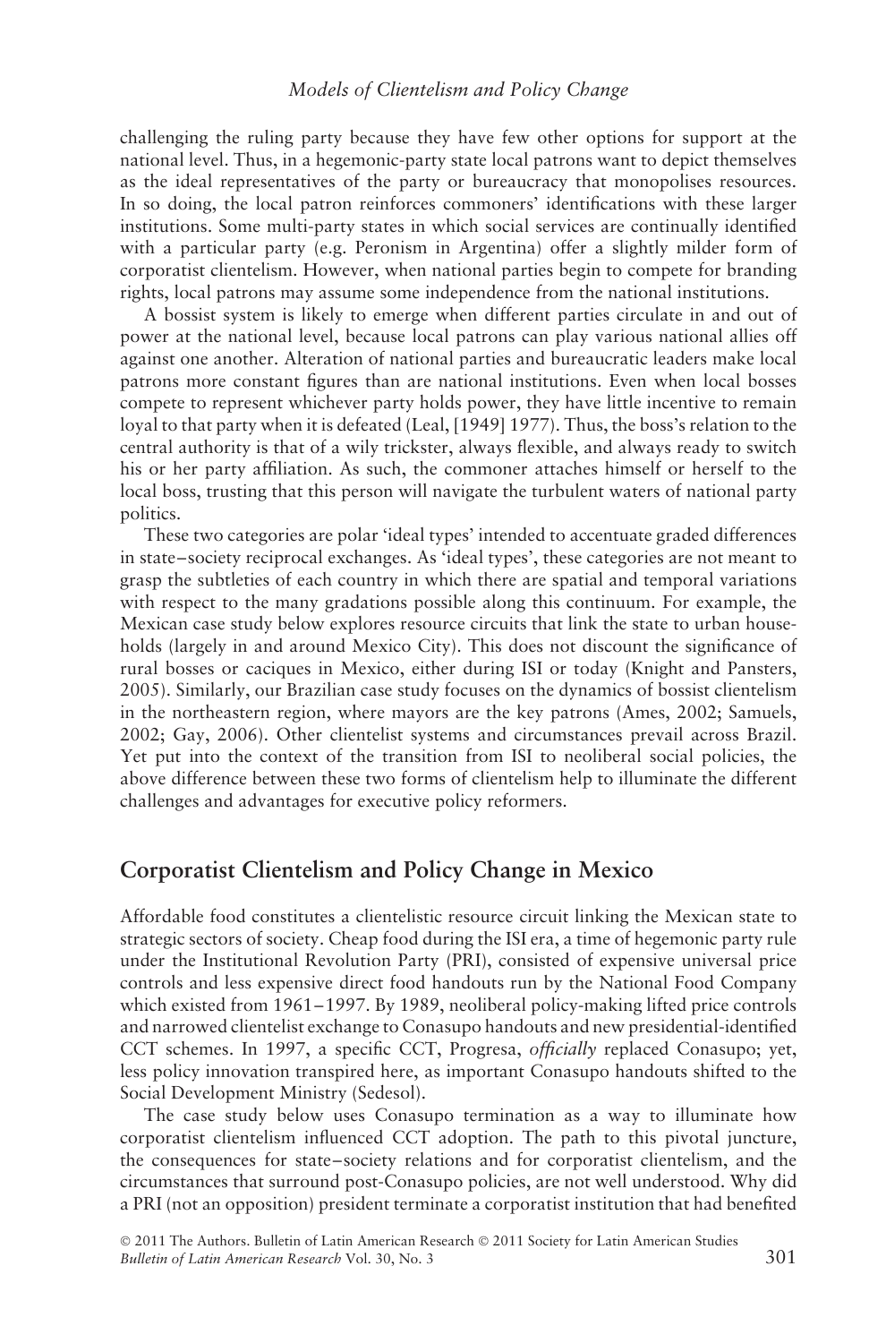challenging the ruling party because they have few other options for support at the national level. Thus, in a hegemonic-party state local patrons want to depict themselves as the ideal representatives of the party or bureaucracy that monopolises resources. In so doing, the local patron reinforces commoners' identifications with these larger institutions. Some multi-party states in which social services are continually identified with a particular party (e.g. Peronism in Argentina) offer a slightly milder form of corporatist clientelism. However, when national parties begin to compete for branding rights, local patrons may assume some independence from the national institutions.

A bossist system is likely to emerge when different parties circulate in and out of power at the national level, because local patrons can play various national allies off against one another. Alteration of national parties and bureaucratic leaders make local patrons more constant figures than are national institutions. Even when local bosses compete to represent whichever party holds power, they have little incentive to remain loyal to that party when it is defeated (Leal, [1949] 1977). Thus, the boss's relation to the central authority is that of a wily trickster, always flexible, and always ready to switch his or her party affiliation. As such, the commoner attaches himself or herself to the local boss, trusting that this person will navigate the turbulent waters of national party politics.

These two categories are polar 'ideal types' intended to accentuate graded differences in state–society reciprocal exchanges. As 'ideal types', these categories are not meant to grasp the subtleties of each country in which there are spatial and temporal variations with respect to the many gradations possible along this continuum. For example, the Mexican case study below explores resource circuits that link the state to urban households (largely in and around Mexico City). This does not discount the significance of rural bosses or caciques in Mexico, either during ISI or today (Knight and Pansters, 2005). Similarly, our Brazilian case study focuses on the dynamics of bossist clientelism in the northeastern region, where mayors are the key patrons (Ames, 2002; Samuels, 2002; Gay, 2006). Other clientelist systems and circumstances prevail across Brazil. Yet put into the context of the transition from ISI to neoliberal social policies, the above difference between these two forms of clientelism help to illuminate the different challenges and advantages for executive policy reformers.

## Corporatist Clientelism and Policy Change in Mexico

Affordable food constitutes a clientelistic resource circuit linking the Mexican state to strategic sectors of society. Cheap food during the ISI era, a time of hegemonic party rule under the Institutional Revolution Party (PRI), consisted of expensive universal price controls and less expensive direct food handouts run by the National Food Company which existed from 1961–1997. By 1989, neoliberal policy-making lifted price controls and narrowed clientelist exchange to Conasupo handouts and new presidential-identified CCT schemes. In 1997, a specific CCT, Progresa, *officially* replaced Conasupo; yet, less policy innovation transpired here, as important Conasupo handouts shifted to the Social Development Ministry (Sedesol).

The case study below uses Conasupo termination as a way to illuminate how corporatist clientelism influenced CCT adoption. The path to this pivotal juncture, the consequences for state–society relations and for corporatist clientelism, and the circumstances that surround post-Conasupo policies, are not well understood. Why did a PRI (not an opposition) president terminate a corporatist institution that had benefited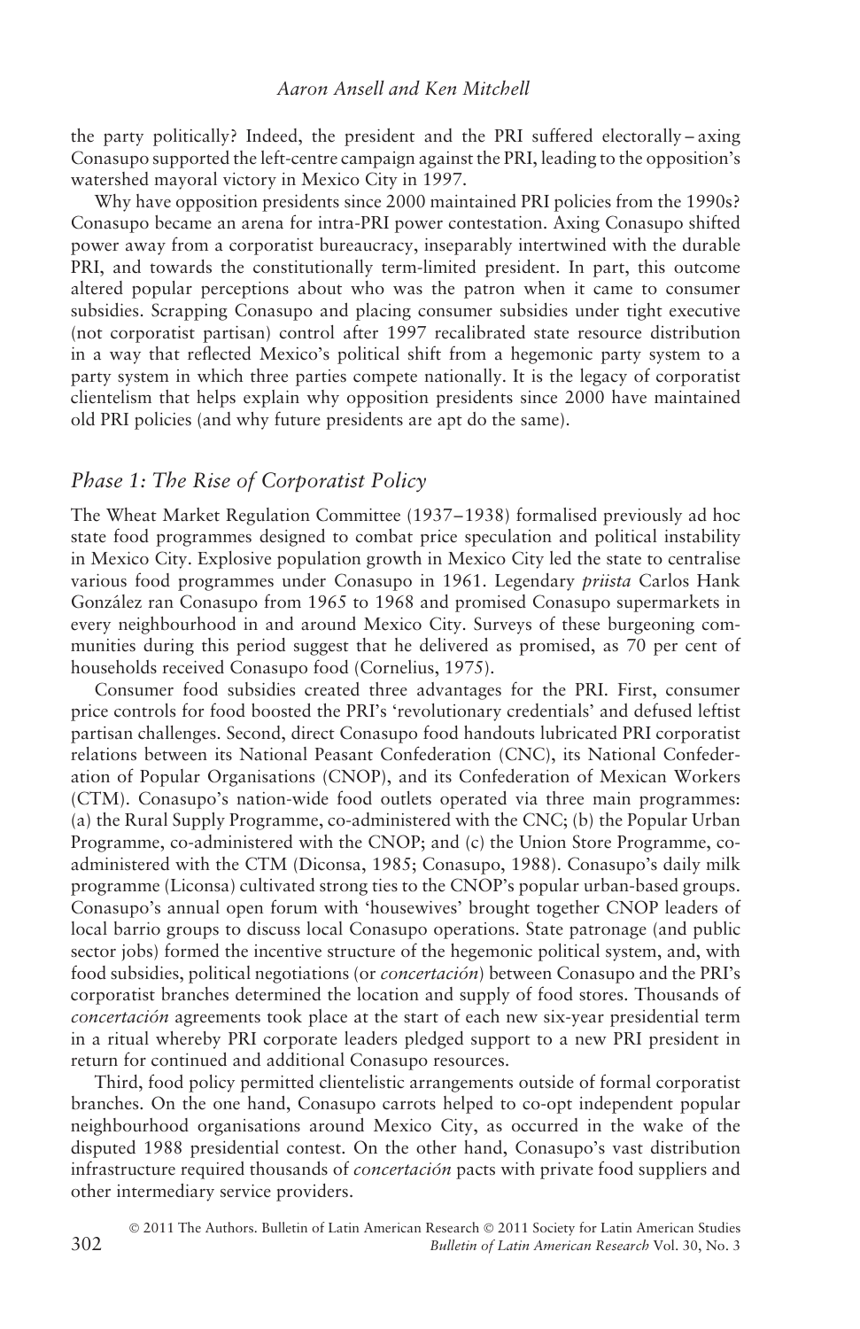the party politically? Indeed, the president and the PRI suffered electorally – axing Conasupo supported the left-centre campaign against the PRI, leading to the opposition's watershed mayoral victory in Mexico City in 1997.

Why have opposition presidents since 2000 maintained PRI policies from the 1990s? Conasupo became an arena for intra-PRI power contestation. Axing Conasupo shifted power away from a corporatist bureaucracy, inseparably intertwined with the durable PRI, and towards the constitutionally term-limited president. In part, this outcome altered popular perceptions about who was the patron when it came to consumer subsidies. Scrapping Conasupo and placing consumer subsidies under tight executive (not corporatist partisan) control after 1997 recalibrated state resource distribution in a way that reflected Mexico's political shift from a hegemonic party system to a party system in which three parties compete nationally. It is the legacy of corporatist clientelism that helps explain why opposition presidents since 2000 have maintained old PRI policies (and why future presidents are apt do the same).

## *Phase 1: The Rise of Corporatist Policy*

The Wheat Market Regulation Committee (1937–1938) formalised previously ad hoc state food programmes designed to combat price speculation and political instability in Mexico City. Explosive population growth in Mexico City led the state to centralise various food programmes under Conasupo in 1961. Legendary *priista* Carlos Hank González ran Conasupo from 1965 to 1968 and promised Conasupo supermarkets in every neighbourhood in and around Mexico City. Surveys of these burgeoning communities during this period suggest that he delivered as promised, as 70 per cent of households received Conasupo food (Cornelius, 1975).

Consumer food subsidies created three advantages for the PRI. First, consumer price controls for food boosted the PRI's 'revolutionary credentials' and defused leftist partisan challenges. Second, direct Conasupo food handouts lubricated PRI corporatist relations between its National Peasant Confederation (CNC), its National Confederation of Popular Organisations (CNOP), and its Confederation of Mexican Workers (CTM). Conasupo's nation-wide food outlets operated via three main programmes: (a) the Rural Supply Programme, co-administered with the CNC; (b) the Popular Urban Programme, co-administered with the CNOP; and (c) the Union Store Programme, co-administered with the CTM (Diconsa, 1985; Conasupo, 1988). Conasupo's daily milk programme (Liconsa) cultivated strong ties to the CNOP's popular urban-based groups. Conasupo's annual open forum with 'housewives' brought together CNOP leaders of local barrio groups to discuss local Conasupo operations. State patronage (and public sector jobs) formed the incentive structure of the hegemonic political system, and, with food subsidies, political negotiations (or *concertación*) between Conasupo and the PRI's corporatist branches determined the location and supply of food stores. Thousands of *concertación* agreements took place at the start of each new six-year presidential term in a ritual whereby PRI corporate leaders pledged support to a new PRI president in return for continued and additional Conasupo resources.

Third, food policy permitted clientelistic arrangements outside of formal corporatist branches. On the one hand, Conasupo carrots helped to co-opt independent popular neighbourhood organisations around Mexico City, as occurred in the wake of the disputed 1988 presidential contest. On the other hand, Conasupo's vast distribution infrastructure required thousands of *concertación* pacts with private food suppliers and other intermediary service providers.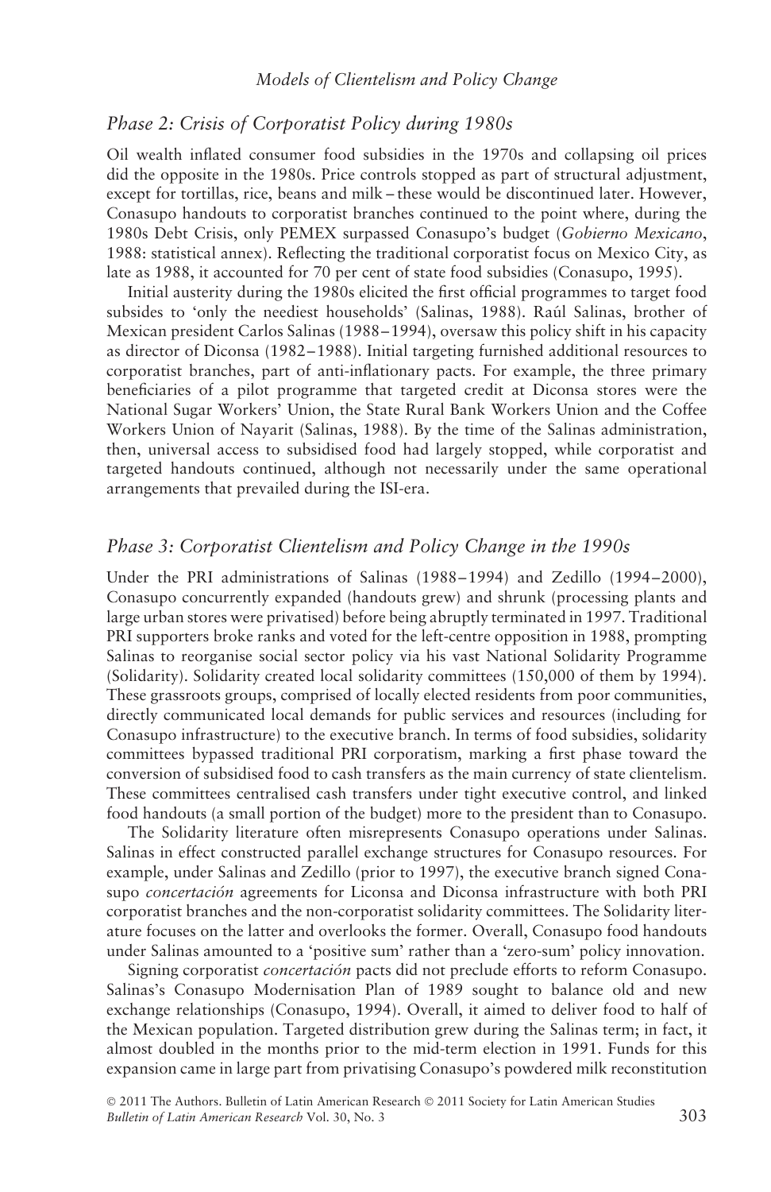## *Phase 2: Crisis of Corporatist Policy during 1980s*

Oil wealth inflated consumer food subsidies in the 1970s and collapsing oil prices did the opposite in the 1980s. Price controls stopped as part of structural adjustment, except for tortillas, rice, beans and milk – these would be discontinued later. However, Conasupo handouts to corporatist branches continued to the point where, during the 1980s Debt Crisis, only PEMEX surpassed Conasupo's budget (*Gobierno Mexicano*, 1988: statistical annex). Reflecting the traditional corporatist focus on Mexico City, as late as 1988, it accounted for 70 per cent of state food subsidies (Conasupo, 1995).

Initial austerity during the 1980s elicited the first official programmes to target food subsides to 'only the neediest households' (Salinas, 1988). Raúl Salinas, brother of Mexican president Carlos Salinas (1988–1994), oversaw this policy shift in his capacity as director of Diconsa (1982–1988). Initial targeting furnished additional resources to corporatist branches, part of anti-inflationary pacts. For example, the three primary beneficiaries of a pilot programme that targeted credit at Diconsa stores were the National Sugar Workers' Union, the State Rural Bank Workers Union and the Coffee Workers Union of Nayarit (Salinas, 1988). By the time of the Salinas administration, then, universal access to subsidised food had largely stopped, while corporatist and targeted handouts continued, although not necessarily under the same operational arrangements that prevailed during the ISI-era.

## *Phase 3: Corporatist Clientelism and Policy Change in the 1990s*

Under the PRI administrations of Salinas (1988–1994) and Zedillo (1994–2000), Conasupo concurrently expanded (handouts grew) and shrunk (processing plants and large urban stores were privatised) before being abruptly terminated in 1997. Traditional PRI supporters broke ranks and voted for the left-centre opposition in 1988, prompting Salinas to reorganise social sector policy via his vast National Solidarity Programme (Solidarity). Solidarity created local solidarity committees (150,000 of them by 1994). These grassroots groups, comprised of locally elected residents from poor communities, directly communicated local demands for public services and resources (including for Conasupo infrastructure) to the executive branch. In terms of food subsidies, solidarity committees bypassed traditional PRI corporatism, marking a first phase toward the conversion of subsidised food to cash transfers as the main currency of state clientelism. These committees centralised cash transfers under tight executive control, and linked food handouts (a small portion of the budget) more to the president than to Conasupo.

The Solidarity literature often misrepresents Conasupo operations under Salinas. Salinas in effect constructed parallel exchange structures for Conasupo resources. For example, under Salinas and Zedillo (prior to 1997), the executive branch signed Conasupo *concertación* agreements for Liconsa and Diconsa infrastructure with both PRI corporatist branches and the non-corporatist solidarity committees. The Solidarity literature focuses on the latter and overlooks the former. Overall, Conasupo food handouts under Salinas amounted to a 'positive sum' rather than a 'zero-sum' policy innovation.

Signing corporatist *concertación* pacts did not preclude efforts to reform Conasupo. Salinas's Conasupo Modernisation Plan of 1989 sought to balance old and new exchange relationships (Conasupo, 1994). Overall, it aimed to deliver food to half of the Mexican population. Targeted distribution grew during the Salinas term; in fact, it almost doubled in the months prior to the mid-term election in 1991. Funds for this expansion came in large part from privatising Conasupo's powdered milk reconstitution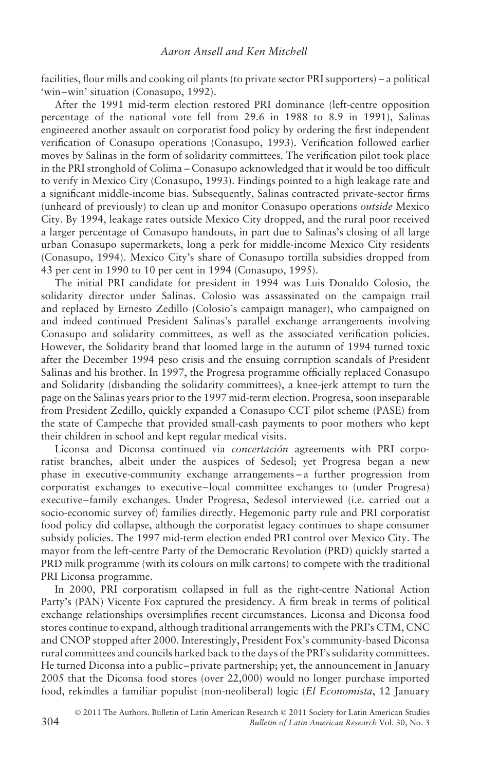facilities, flour mills and cooking oil plants (to private sector PRI supporters) – a political 'win–win' situation (Conasupo, 1992).

After the 1991 mid-term election restored PRI dominance (left-centre opposition percentage of the national vote fell from 29.6 in 1988 to 8.9 in 1991), Salinas engineered another assault on corporatist food policy by ordering the first independent verification of Conasupo operations (Conasupo, 1993). Verification followed earlier moves by Salinas in the form of solidarity committees. The verification pilot took place in the PRI stronghold of Colima – Conasupo acknowledged that it would be too difficult to verify in Mexico City (Conasupo, 1993). Findings pointed to a high leakage rate and a significant middle-income bias. Subsequently, Salinas contracted private-sector firms (unheard of previously) to clean up and monitor Conasupo operations *outside* Mexico City. By 1994, leakage rates outside Mexico City dropped, and the rural poor received a larger percentage of Conasupo handouts, in part due to Salinas's closing of all large urban Conasupo supermarkets, long a perk for middle-income Mexico City residents (Conasupo, 1994). Mexico City's share of Conasupo tortilla subsidies dropped from 43 per cent in 1990 to 10 per cent in 1994 (Conasupo, 1995).

The initial PRI candidate for president in 1994 was Luis Donaldo Colosio, the solidarity director under Salinas. Colosio was assassinated on the campaign trail and replaced by Ernesto Zedillo (Colosio's campaign manager), who campaigned on and indeed continued President Salinas's parallel exchange arrangements involving Conasupo and solidarity committees, as well as the associated verification policies. However, the Solidarity brand that loomed large in the autumn of 1994 turned toxic after the December 1994 peso crisis and the ensuing corruption scandals of President Salinas and his brother. In 1997, the Progresa programme officially replaced Conasupo and Solidarity (disbanding the solidarity committees), a knee-jerk attempt to turn the page on the Salinas years prior to the 1997 mid-term election. Progresa, soon inseparable from President Zedillo, quickly expanded a Conasupo CCT pilot scheme (PASE) from the state of Campeche that provided small-cash payments to poor mothers who kept their children in school and kept regular medical visits.

Liconsa and Diconsa continued via *concertación* agreements with PRI corporatist branches, albeit under the auspices of Sedesol; yet Progresa began a new phase in executive-community exchange arrangements – a further progression from corporatist exchanges to executive–local committee exchanges to (under Progresa) executive–family exchanges. Under Progresa, Sedesol interviewed (i.e. carried out a socio-economic survey of) families directly. Hegemonic party rule and PRI corporatist food policy did collapse, although the corporatist legacy continues to shape consumer subsidy policies. The 1997 mid-term election ended PRI control over Mexico City. The mayor from the left-centre Party of the Democratic Revolution (PRD) quickly started a PRD milk programme (with its colours on milk cartons) to compete with the traditional PRI Liconsa programme.

In 2000, PRI corporatism collapsed in full as the right-centre National Action Party's (PAN) Vicente Fox captured the presidency. A firm break in terms of political exchange relationships oversimplifies recent circumstances. Liconsa and Diconsa food stores continue to expand, although traditional arrangements with the PRI's CTM, CNC and CNOP stopped after 2000. Interestingly, President Fox's community-based Diconsa rural committees and councils harked back to the days of the PRI's solidarity committees. He turned Diconsa into a public–private partnership; yet, the announcement in January 2005 that the Diconsa food stores (over 22,000) would no longer purchase imported food, rekindles a familiar populist (non-neoliberal) logic (*El Economista*, 12 January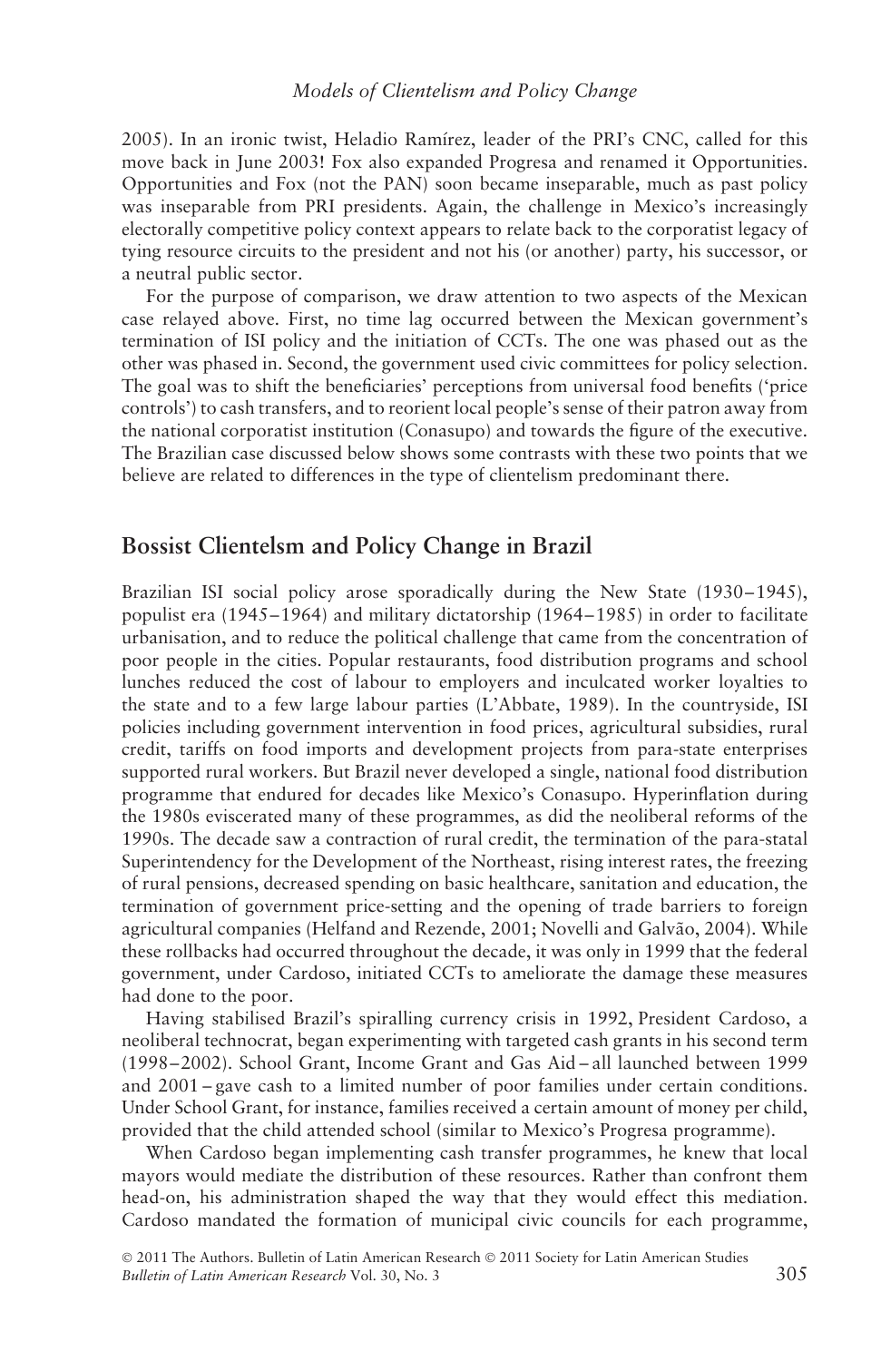2005). In an ironic twist, Heladio Ramírez, leader of the PRI's CNC, called for this move back in June 2003! Fox also expanded Progresa and renamed it Opportunities. Opportunities and Fox (not the PAN) soon became inseparable, much as past policy was inseparable from PRI presidents. Again, the challenge in Mexico's increasingly electorally competitive policy context appears to relate back to the corporatist legacy of tying resource circuits to the president and not his (or another) party, his successor, or a neutral public sector.

For the purpose of comparison, we draw attention to two aspects of the Mexican case relayed above. First, no time lag occurred between the Mexican government's termination of ISI policy and the initiation of CCTs. The one was phased out as the other was phased in. Second, the government used civic committees for policy selection. The goal was to shift the beneficiaries' perceptions from universal food benefits ('price controls') to cash transfers, and to reorient local people's sense of their patron away from the national corporatist institution (Conasupo) and towards the figure of the executive. The Brazilian case discussed below shows some contrasts with these two points that we believe are related to differences in the type of clientelism predominant there.

## Bossist Clientelsm and Policy Change in Brazil

Brazilian ISI social policy arose sporadically during the New State (1930–1945), populist era (1945–1964) and military dictatorship (1964–1985) in order to facilitate urbanisation, and to reduce the political challenge that came from the concentration of poor people in the cities. Popular restaurants, food distribution programs and school lunches reduced the cost of labour to employers and inculcated worker loyalties to the state and to a few large labour parties (L'Abbate, 1989). In the countryside, ISI policies including government intervention in food prices, agricultural subsidies, rural credit, tariffs on food imports and development projects from para-state enterprises supported rural workers. But Brazil never developed a single, national food distribution programme that endured for decades like Mexico's Conasupo. Hyperinflation during the 1980s eviscerated many of these programmes, as did the neoliberal reforms of the 1990s. The decade saw a contraction of rural credit, the termination of the para-statal Superintendency for the Development of the Northeast, rising interest rates, the freezing of rural pensions, decreased spending on basic healthcare, sanitation and education, the termination of government price-setting and the opening of trade barriers to foreign agricultural companies (Helfand and Rezende, 2001; Novelli and Galvão, 2004). While these rollbacks had occurred throughout the decade, it was only in 1999 that the federal government, under Cardoso, initiated CCTs to ameliorate the damage these measures had done to the poor.

Having stabilised Brazil's spiralling currency crisis in 1992, President Cardoso, a neoliberal technocrat, began experimenting with targeted cash grants in his second term (1998–2002). School Grant, Income Grant and Gas Aid – all launched between 1999 and 2001 – gave cash to a limited number of poor families under certain conditions. Under School Grant, for instance, families received a certain amount of money per child, provided that the child attended school (similar to Mexico's Progresa programme).

When Cardoso began implementing cash transfer programmes, he knew that local mayors would mediate the distribution of these resources. Rather than confront them head-on, his administration shaped the way that they would effect this mediation. Cardoso mandated the formation of municipal civic councils for each programme,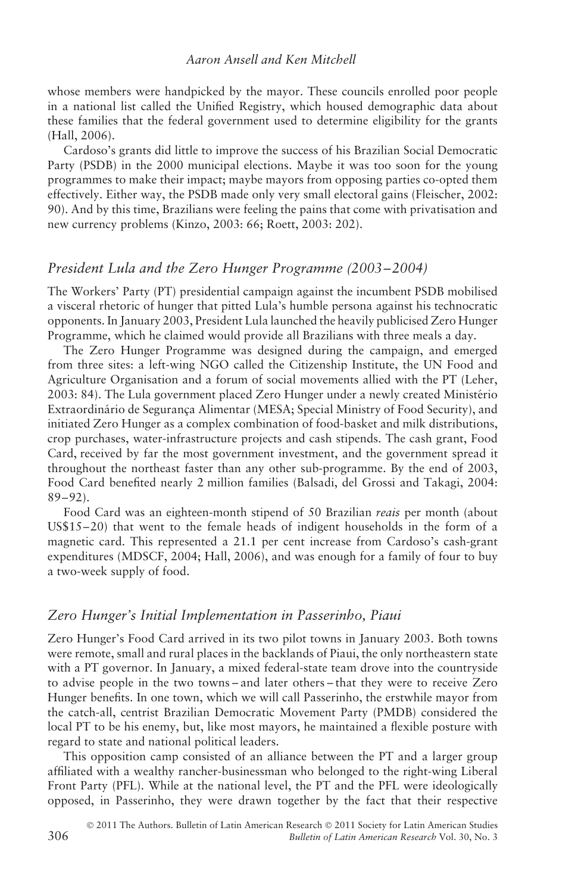whose members were handpicked by the mayor. These councils enrolled poor people in a national list called the Unified Registry, which housed demographic data about these families that the federal government used to determine eligibility for the grants (Hall, 2006).

Cardoso's grants did little to improve the success of his Brazilian Social Democratic Party (PSDB) in the 2000 municipal elections. Maybe it was too soon for the young programmes to make their impact; maybe mayors from opposing parties co-opted them effectively. Either way, the PSDB made only very small electoral gains (Fleischer, 2002: 90). And by this time, Brazilians were feeling the pains that come with privatisation and new currency problems (Kinzo, 2003: 66; Roett, 2003: 202).

## *President Lula and the Zero Hunger Programme (2003–2004)*

The Workers' Party (PT) presidential campaign against the incumbent PSDB mobilised a visceral rhetoric of hunger that pitted Lula's humble persona against his technocratic opponents. In January 2003, President Lula launched the heavily publicised Zero Hunger Programme, which he claimed would provide all Brazilians with three meals a day.

The Zero Hunger Programme was designed during the campaign, and emerged from three sites: a left-wing NGO called the Citizenship Institute, the UN Food and Agriculture Organisation and a forum of social movements allied with the PT (Leher, 2003: 84). The Lula government placed Zero Hunger under a newly created Ministério Extraordinário de Segurança Alimentar (MESA; Special Ministry of Food Security), and initiated Zero Hunger as a complex combination of food-basket and milk distributions, crop purchases, water-infrastructure projects and cash stipends. The cash grant, Food Card, received by far the most government investment, and the government spread it throughout the northeast faster than any other sub-programme. By the end of 2003, Food Card benefited nearly 2 million families (Balsadi, del Grossi and Takagi, 2004: 89–92).

Food Card was an eighteen-month stipend of 50 Brazilian *reais* per month (about US$15–20) that went to the female heads of indigent households in the form of a magnetic card. This represented a 21.1 per cent increase from Cardoso's cash-grant expenditures (MDSCF, 2004; Hall, 2006), and was enough for a family of four to buy a two-week supply of food.

## *Zero Hunger's Initial Implementation in Passerinho, Piaui*

Zero Hunger's Food Card arrived in its two pilot towns in January 2003. Both towns were remote, small and rural places in the backlands of Piaui, the only northeastern state with a PT governor. In January, a mixed federal-state team drove into the countryside to advise people in the two towns – and later others – that they were to receive Zero Hunger benefits. In one town, which we will call Passerinho, the erstwhile mayor from the catch-all, centrist Brazilian Democratic Movement Party (PMDB) considered the local PT to be his enemy, but, like most mayors, he maintained a flexible posture with regard to state and national political leaders.

This opposition camp consisted of an alliance between the PT and a larger group affiliated with a wealthy rancher-businessman who belonged to the right-wing Liberal Front Party (PFL). While at the national level, the PT and the PFL were ideologically opposed, in Passerinho, they were drawn together by the fact that their respective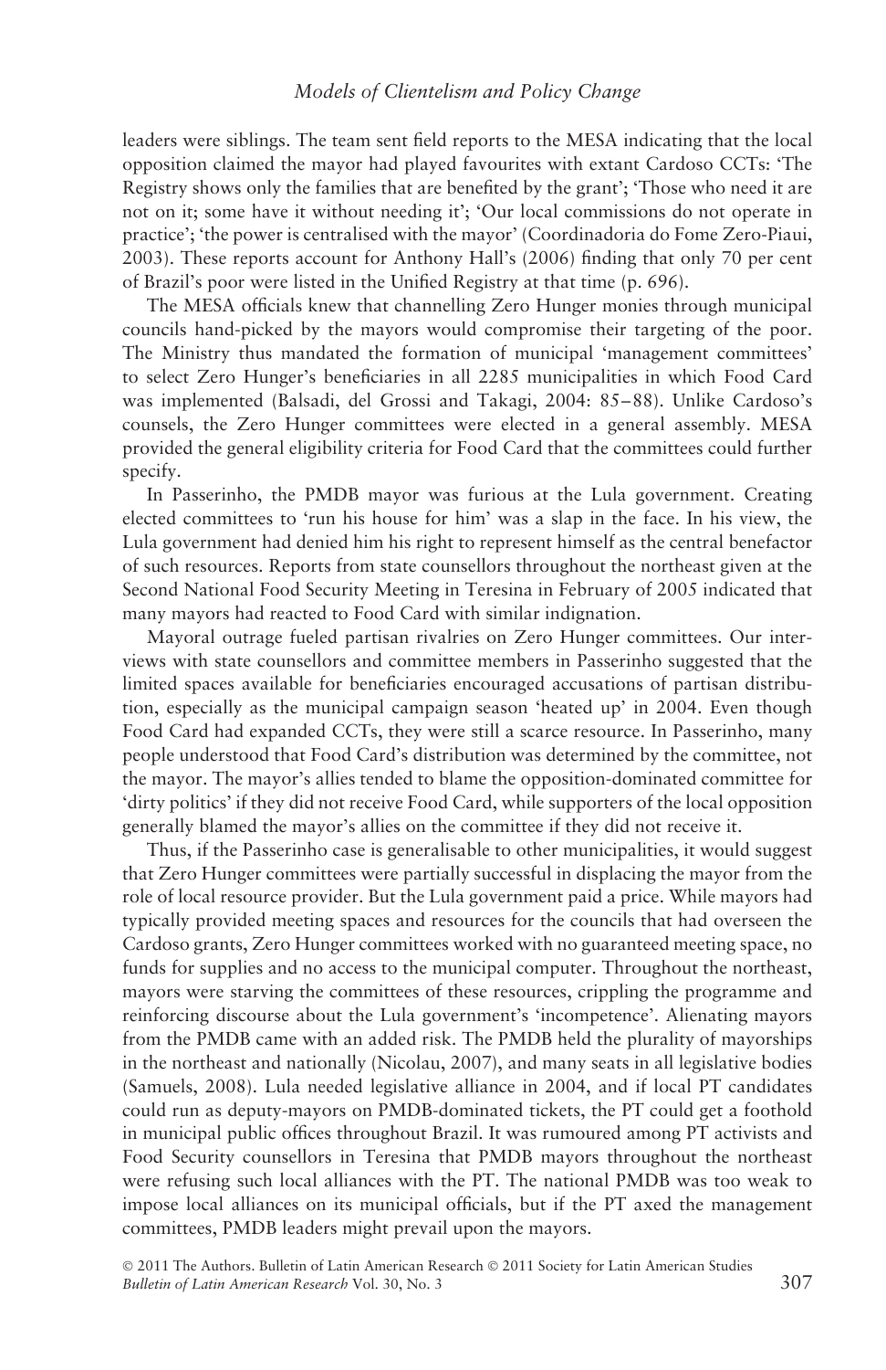leaders were siblings. The team sent field reports to the MESA indicating that the local opposition claimed the mayor had played favourites with extant Cardoso CCTs: 'The Registry shows only the families that are benefited by the grant'; 'Those who need it are not on it; some have it without needing it'; 'Our local commissions do not operate in practice'; 'the power is centralised with the mayor' (Coordinadoria do Fome Zero-Piaui, 2003). These reports account for Anthony Hall's (2006) finding that only 70 per cent of Brazil's poor were listed in the Unified Registry at that time (p. 696).

The MESA officials knew that channelling Zero Hunger monies through municipal councils hand-picked by the mayors would compromise their targeting of the poor. The Ministry thus mandated the formation of municipal 'management committees' to select Zero Hunger's beneficiaries in all 2285 municipalities in which Food Card was implemented (Balsadi, del Grossi and Takagi, 2004: 85–88). Unlike Cardoso's counsels, the Zero Hunger committees were elected in a general assembly. MESA provided the general eligibility criteria for Food Card that the committees could further specify.

In Passerinho, the PMDB mayor was furious at the Lula government. Creating elected committees to 'run his house for him' was a slap in the face. In his view, the Lula government had denied him his right to represent himself as the central benefactor of such resources. Reports from state counsellors throughout the northeast given at the Second National Food Security Meeting in Teresina in February of 2005 indicated that many mayors had reacted to Food Card with similar indignation.

Mayoral outrage fueled partisan rivalries on Zero Hunger committees. Our interviews with state counsellors and committee members in Passerinho suggested that the limited spaces available for beneficiaries encouraged accusations of partisan distribution, especially as the municipal campaign season 'heated up' in 2004. Even though Food Card had expanded CCTs, they were still a scarce resource. In Passerinho, many people understood that Food Card's distribution was determined by the committee, not the mayor. The mayor's allies tended to blame the opposition-dominated committee for 'dirty politics' if they did not receive Food Card, while supporters of the local opposition generally blamed the mayor's allies on the committee if they did not receive it.

Thus, if the Passerinho case is generalisable to other municipalities, it would suggest that Zero Hunger committees were partially successful in displacing the mayor from the role of local resource provider. But the Lula government paid a price. While mayors had typically provided meeting spaces and resources for the councils that had overseen the Cardoso grants, Zero Hunger committees worked with no guaranteed meeting space, no funds for supplies and no access to the municipal computer. Throughout the northeast, mayors were starving the committees of these resources, crippling the programme and reinforcing discourse about the Lula government's 'incompetence'. Alienating mayors from the PMDB came with an added risk. The PMDB held the plurality of mayorships in the northeast and nationally (Nicolau, 2007), and many seats in all legislative bodies (Samuels, 2008). Lula needed legislative alliance in 2004, and if local PT candidates could run as deputy-mayors on PMDB-dominated tickets, the PT could get a foothold in municipal public offices throughout Brazil. It was rumoured among PT activists and Food Security counsellors in Teresina that PMDB mayors throughout the northeast were refusing such local alliances with the PT. The national PMDB was too weak to impose local alliances on its municipal officials, but if the PT axed the management committees, PMDB leaders might prevail upon the mayors.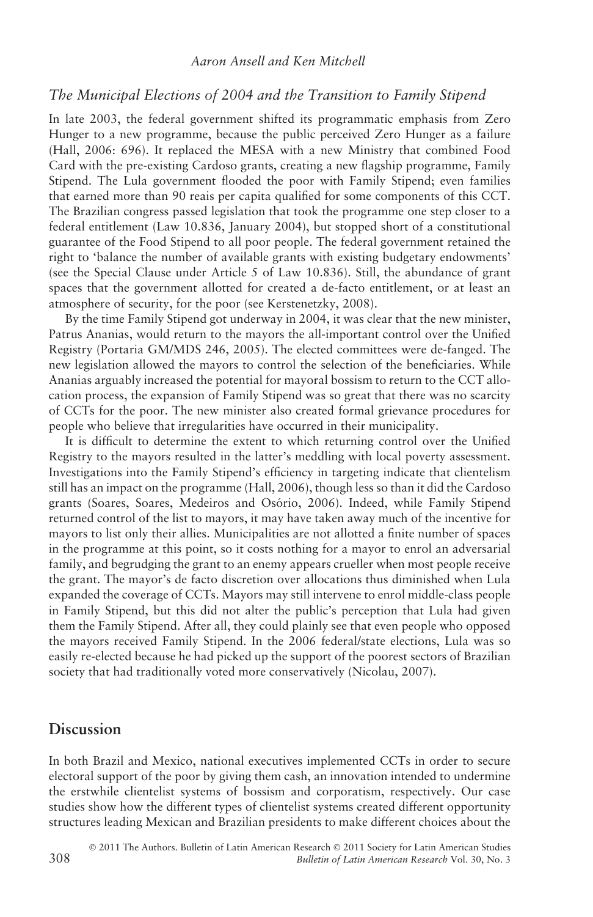## *The Municipal Elections of 2004 and the Transition to Family Stipend*

In late 2003, the federal government shifted its programmatic emphasis from Zero Hunger to a new programme, because the public perceived Zero Hunger as a failure (Hall, 2006: 696). It replaced the MESA with a new Ministry that combined Food Card with the pre-existing Cardoso grants, creating a new flagship programme, Family Stipend. The Lula government flooded the poor with Family Stipend; even families that earned more than 90 reais per capita qualified for some components of this CCT. The Brazilian congress passed legislation that took the programme one step closer to a federal entitlement (Law 10.836, January 2004), but stopped short of a constitutional guarantee of the Food Stipend to all poor people. The federal government retained the right to 'balance the number of available grants with existing budgetary endowments' (see the Special Clause under Article 5 of Law 10.836). Still, the abundance of grant spaces that the government allotted for created a de-facto entitlement, or at least an atmosphere of security, for the poor (see Kerstenetzky, 2008).

By the time Family Stipend got underway in 2004, it was clear that the new minister, Patrus Ananias, would return to the mayors the all-important control over the Unified Registry (Portaria GM/MDS 246, 2005). The elected committees were de-fanged. The new legislation allowed the mayors to control the selection of the beneficiaries. While Ananias arguably increased the potential for mayoral bossism to return to the CCT allocation process, the expansion of Family Stipend was so great that there was no scarcity of CCTs for the poor. The new minister also created formal grievance procedures for people who believe that irregularities have occurred in their municipality.

It is difficult to determine the extent to which returning control over the Unified Registry to the mayors resulted in the latter's meddling with local poverty assessment. Investigations into the Family Stipend's efficiency in targeting indicate that clientelism still has an impact on the programme (Hall, 2006), though less so than it did the Cardoso grants (Soares, Soares, Medeiros and Osório, 2006). Indeed, while Family Stipend returned control of the list to mayors, it may have taken away much of the incentive for mayors to list only their allies. Municipalities are not allotted a finite number of spaces in the programme at this point, so it costs nothing for a mayor to enrol an adversarial family, and begrudging the grant to an enemy appears crueller when most people receive the grant. The mayor's de facto discretion over allocations thus diminished when Lula expanded the coverage of CCTs. Mayors may still intervene to enrol middle-class people in Family Stipend, but this did not alter the public's perception that Lula had given them the Family Stipend. After all, they could plainly see that even people who opposed the mayors received Family Stipend. In the 2006 federal/state elections, Lula was so easily re-elected because he had picked up the support of the poorest sectors of Brazilian society that had traditionally voted more conservatively (Nicolau, 2007).

# Discussion

In both Brazil and Mexico, national executives implemented CCTs in order to secure electoral support of the poor by giving them cash, an innovation intended to undermine the erstwhile clientelist systems of bossism and corporatism, respectively. Our case studies show how the different types of clientelist systems created different opportunity structures leading Mexican and Brazilian presidents to make different choices about the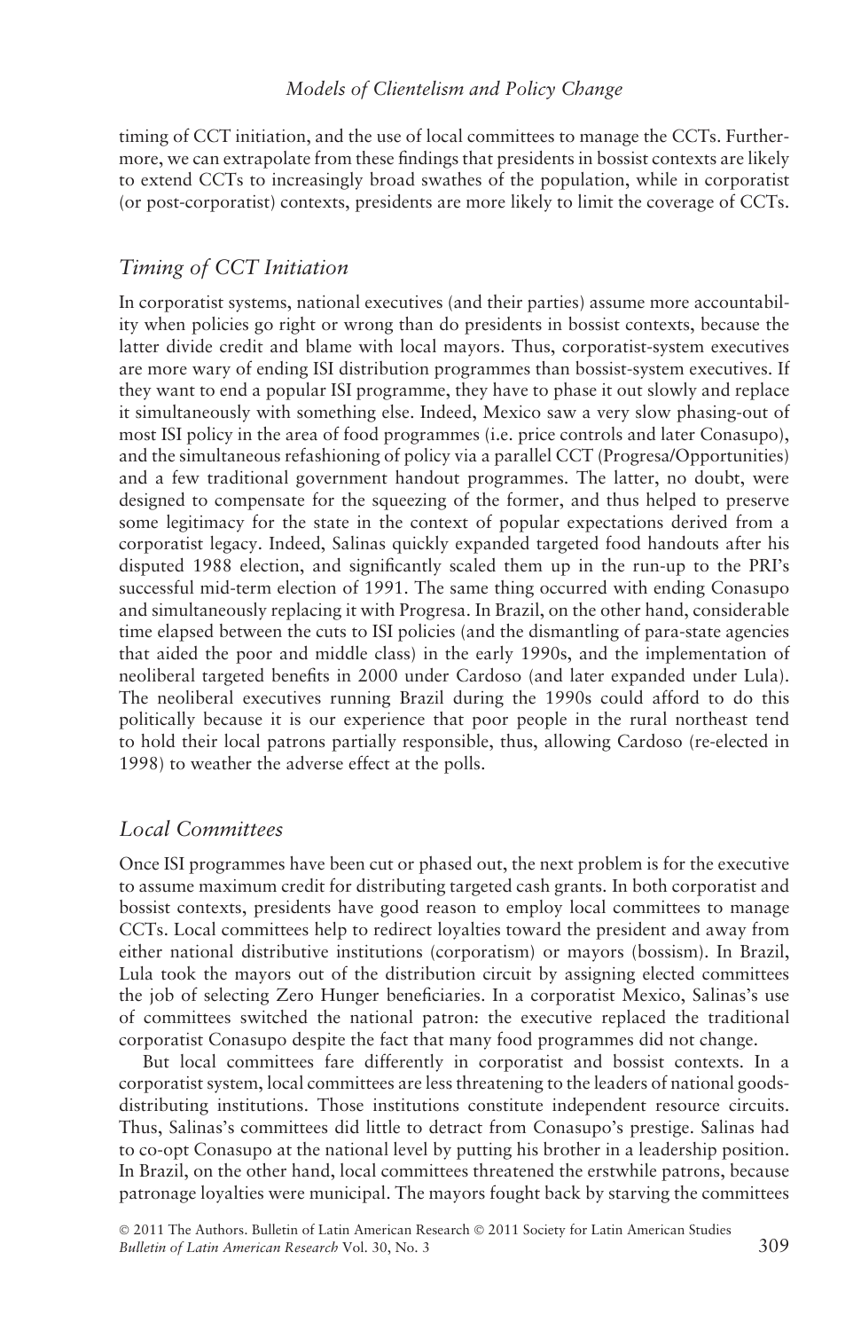timing of CCT initiation, and the use of local committees to manage the CCTs. Furthermore, we can extrapolate from these findings that presidents in bossist contexts are likely to extend CCTs to increasingly broad swathes of the population, while in corporatist (or post-corporatist) contexts, presidents are more likely to limit the coverage of CCTs.

## *Timing of CCT Initiation*

In corporatist systems, national executives (and their parties) assume more accountability when policies go right or wrong than do presidents in bossist contexts, because the latter divide credit and blame with local mayors. Thus, corporatist-system executives are more wary of ending ISI distribution programmes than bossist-system executives. If they want to end a popular ISI programme, they have to phase it out slowly and replace it simultaneously with something else. Indeed, Mexico saw a very slow phasing-out of most ISI policy in the area of food programmes (i.e. price controls and later Conasupo), and the simultaneous refashioning of policy via a parallel CCT (Progresa/Opportunities) and a few traditional government handout programmes. The latter, no doubt, were designed to compensate for the squeezing of the former, and thus helped to preserve some legitimacy for the state in the context of popular expectations derived from a corporatist legacy. Indeed, Salinas quickly expanded targeted food handouts after his disputed 1988 election, and significantly scaled them up in the run-up to the PRI's successful mid-term election of 1991. The same thing occurred with ending Conasupo and simultaneously replacing it with Progresa. In Brazil, on the other hand, considerable time elapsed between the cuts to ISI policies (and the dismantling of para-state agencies that aided the poor and middle class) in the early 1990s, and the implementation of neoliberal targeted benefits in 2000 under Cardoso (and later expanded under Lula). The neoliberal executives running Brazil during the 1990s could afford to do this politically because it is our experience that poor people in the rural northeast tend to hold their local patrons partially responsible, thus, allowing Cardoso (re-elected in 1998) to weather the adverse effect at the polls.

## *Local Committees*

Once ISI programmes have been cut or phased out, the next problem is for the executive to assume maximum credit for distributing targeted cash grants. In both corporatist and bossist contexts, presidents have good reason to employ local committees to manage CCTs. Local committees help to redirect loyalties toward the president and away from either national distributive institutions (corporatism) or mayors (bossism). In Brazil, Lula took the mayors out of the distribution circuit by assigning elected committees the job of selecting Zero Hunger beneficiaries. In a corporatist Mexico, Salinas's use of committees switched the national patron: the executive replaced the traditional corporatist Conasupo despite the fact that many food programmes did not change.

But local committees fare differently in corporatist and bossist contexts. In a corporatist system, local committees are less threatening to the leaders of national goods-distributing institutions. Those institutions constitute independent resource circuits. Thus, Salinas's committees did little to detract from Conasupo's prestige. Salinas had to co-opt Conasupo at the national level by putting his brother in a leadership position. In Brazil, on the other hand, local committees threatened the erstwhile patrons, because patronage loyalties were municipal. The mayors fought back by starving the committees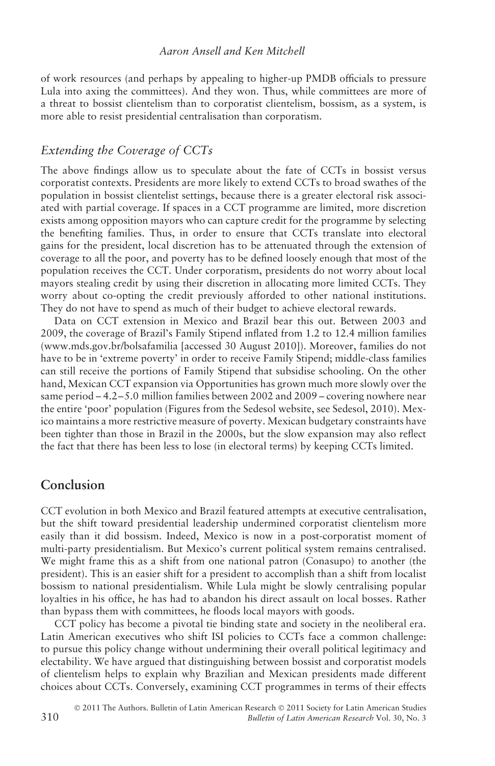of work resources (and perhaps by appealing to higher-up PMDB officials to pressure Lula into axing the committees). And they won. Thus, while committees are more of a threat to bossist clientelism than to corporatist clientelism, bossism, as a system, is more able to resist presidential centralisation than corporatism.

### *Extending the Coverage of CCTs*

The above findings allow us to speculate about the fate of CCTs in bossist versus corporatist contexts. Presidents are more likely to extend CCTs to broad swathes of the population in bossist clientelist settings, because there is a greater electoral risk associated with partial coverage. If spaces in a CCT programme are limited, more discretion exists among opposition mayors who can capture credit for the programme by selecting the benefiting families. Thus, in order to ensure that CCTs translate into electoral gains for the president, local discretion has to be attenuated through the extension of coverage to all the poor, and poverty has to be defined loosely enough that most of the population receives the CCT. Under corporatism, presidents do not worry about local mayors stealing credit by using their discretion in allocating more limited CCTs. They worry about co-opting the credit previously afforded to other national institutions. They do not have to spend as much of their budget to achieve electoral rewards.

Data on CCT extension in Mexico and Brazil bear this out. Between 2003 and 2009, the coverage of Brazil's Family Stipend inflated from 1.2 to 12.4 million families (www.mds.gov.br/bolsafamilia [accessed 30 August 2010]). Moreover, families do not have to be in 'extreme poverty' in order to receive Family Stipend; middle-class families can still receive the portions of Family Stipend that subsidise schooling. On the other hand, Mexican CCT expansion via Opportunities has grown much more slowly over the same period – 4.2–5.0 million families between 2002 and 2009 – covering nowhere near the entire 'poor' population (Figures from the Sedesol website, see Sedesol, 2010). Mexico maintains a more restrictive measure of poverty. Mexican budgetary constraints have been tighter than those in Brazil in the 2000s, but the slow expansion may also reflect the fact that there has been less to lose (in electoral terms) by keeping CCTs limited.

## Conclusion

CCT evolution in both Mexico and Brazil featured attempts at executive centralisation, but the shift toward presidential leadership undermined corporatist clientelism more easily than it did bossism. Indeed, Mexico is now in a post-corporatist moment of multi-party presidentialism. But Mexico's current political system remains centralised. We might frame this as a shift from one national patron (Conasupo) to another (the president). This is an easier shift for a president to accomplish than a shift from localist bossism to national presidentialism. While Lula might be slowly centralising popular loyalties in his office, he has had to abandon his direct assault on local bosses. Rather than bypass them with committees, he floods local mayors with goods.

CCT policy has become a pivotal tie binding state and society in the neoliberal era. Latin American executives who shift ISI policies to CCTs face a common challenge: to pursue this policy change without undermining their overall political legitimacy and electability. We have argued that distinguishing between bossist and corporatist models of clientelism helps to explain why Brazilian and Mexican presidents made different choices about CCTs. Conversely, examining CCT programmes in terms of their effects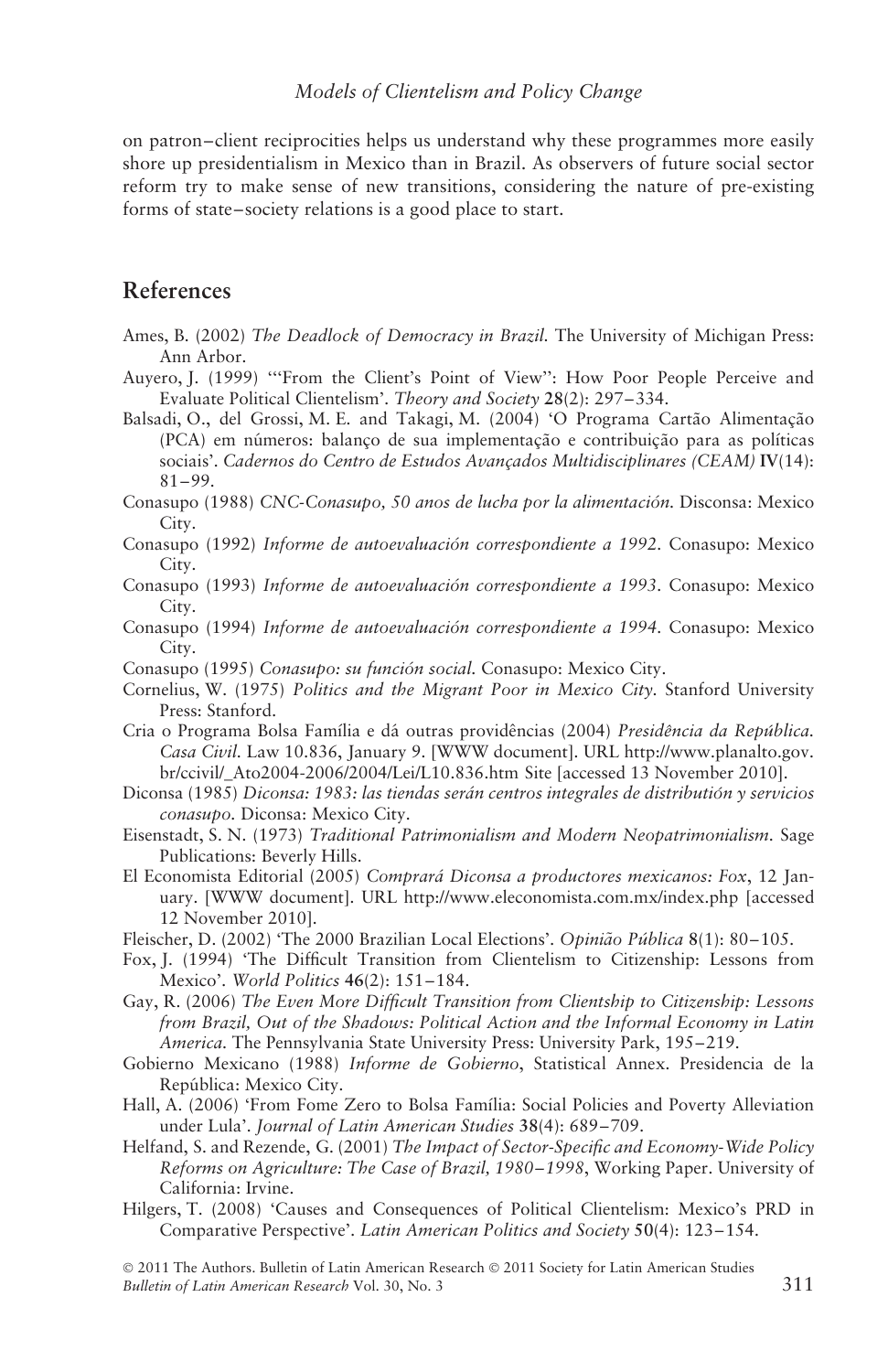on patron–client reciprocities helps us understand why these programmes more easily shore up presidentialism in Mexico than in Brazil. As observers of future social sector reform try to make sense of new transitions, considering the nature of pre-existing forms of state–society relations is a good place to start.

## References

Ames, B. (2002) *The Deadlock of Democracy in Brazil*. The University of Michigan Press: Ann Arbor.

Auyero, J. (1999) '"From the Client's Point of View": How Poor People Perceive and Evaluate Political Clientelism'. *Theory and Society* **28**(2): 297–334.

Balsadi, O., del Grossi, M. E. and Takagi, M. (2004) 'O Programa Cartão Alimentação (PCA) em números: balanço de sua implementação e contribuição para as políticas sociais'. *Cadernos do Centro de Estudos Avançados Multidisciplinares (CEAM)* **IV**(14): 81–99.

Conasupo (1988) *CNC-Conasupo, 50 anos de lucha por la alimentación*. Disconsa: Mexico City.

Conasupo (1992) *Informe de autoevaluación correspondiente a 1992*. Conasupo: Mexico City.

Conasupo (1993) *Informe de autoevaluación correspondiente a 1993*. Conasupo: Mexico City.

Conasupo (1994) *Informe de autoevaluación correspondiente a 1994*. Conasupo: Mexico City.

Conasupo (1995) *Conasupo: su función social*. Conasupo: Mexico City.

Cornelius, W. (1975) *Politics and the Migrant Poor in Mexico City*. Stanford University Press: Stanford.

Cria o Programa Bolsa Família e dá outras providências (2004) *Presidência da República. Casa Civil*. Law 10.836, January 9. [WWW document]. URL http://www.planalto.gov.br/ccivil/_Ato2004-2006/2004/Lei/L10.836.htm Site [accessed 13 November 2010].

Diconsa (1985) *Diconsa: 1983: las tiendas serán centros integrales de distribución y servicios conasupo*. Diconsa: Mexico City.

Eisenstadt, S. N. (1973) *Traditional Patrimonialism and Modern Neopatrimonialism*. Sage Publications: Beverly Hills.

El Economista Editorial (2005) *Comprará Diconsa a productores mexicanos: Fox*, 12 January. [WWW document]. URL http://www.eleconomista.com.mx/index.php [accessed 12 November 2010].

Fleischer, D. (2002) 'The 2000 Brazilian Local Elections'. *Opinião Pública* **8**(1): 80–105.

Fox, J. (1994) 'The Difficult Transition from Clientelism to Citizenship: Lessons from Mexico'. *World Politics* **46**(2): 151–184.

Gay, R. (2006) *The Even More Difficult Transition from Clientship to Citizenship: Lessons from Brazil, Out of the Shadows: Political Action and the Informal Economy in Latin America*. The Pennsylvania State University Press: University Park, 195–219.

Gobierno Mexicano (1988) *Informe de Gobierno*, Statistical Annex. Presidencia de la República: Mexico City.

Hall, A. (2006) 'From Fome Zero to Bolsa Família: Social Policies and Poverty Alleviation under Lula'. *Journal of Latin American Studies* **38**(4): 689–709.

Helfand, S. and Rezende, G. (2001) *The Impact of Sector-Specific and Economy-Wide Policy Reforms on Agriculture: The Case of Brazil, 1980–1998*, Working Paper. University of California: Irvine.

Hilgers, T. (2008) 'Causes and Consequences of Political Clientelism: Mexico's PRD in Comparative Perspective'. *Latin American Politics and Society* **50**(4): 123–154.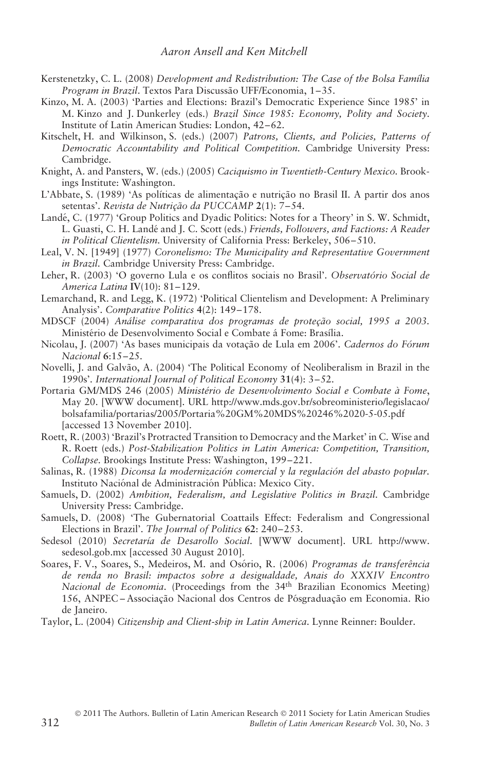Kerstenetzky, C. L. (2008) *Development and Redistribution: The Case of the Bolsa Família Program in Brazil*. Textos Para Discussão UFF/Economia, 1–35.

Kinzo, M. A. (2003) 'Parties and Elections: Brazil's Democratic Experience Since 1985' in M. Kinzo and J. Dunkerley (eds.) *Brazil Since 1985: Economy, Polity and Society*. Institute of Latin American Studies: London, 42–62.

Kitschelt, H. and Wilkinson, S. (eds.) (2007) *Patrons, Clients, and Policies, Patterns of Democratic Accountability and Political Competition.* Cambridge University Press: Cambridge.

Knight, A. and Pansters, W. (eds.) (2005) *Caciquismo in Twentieth-Century Mexico*. Brookings Institute: Washington.

L'Abbate, S. (1989) 'As políticas de alimentação e nutrição no Brasil II. A partir dos anos setentas'. *Revista de Nutrição da PUCCAMP* **2**(1): 7–54.

Landé, C. (1977) 'Group Politics and Dyadic Politics: Notes for a Theory' in S. W. Schmidt, L. Guasti, C. H. Landé and J. C. Scott (eds.) *Friends, Followers, and Factions: A Reader in Political Clientelism.* University of California Press: Berkeley, 506–510.

Leal, V. N. [1949] (1977) *Coronelismo: The Municipality and Representative Government in Brazil.* Cambridge University Press: Cambridge.

Leher, R. (2003) 'O governo Lula e os conflitos sociais no Brasil'. *Observatório Social de America Latina* **IV**(10): 81–129.

Lemarchand, R. and Legg, K. (1972) 'Political Clientelism and Development: A Preliminary Analysis'. *Comparative Politics* **4**(2): 149–178.

MDSCF (2004) *Análise comparativa dos programas de proteção social, 1995 a 2003.* Ministério de Desenvolvimento Social e Combate á Fome: Brasília.

Nicolau, J. (2007) 'As bases municipais da votação de Lula em 2006'. *Cadernos do Fórum Nacional* **6**:15–25.

Novelli, J. and Galvão, A. (2004) 'The Political Economy of Neoliberalism in Brazil in the 1990s'. *International Journal of Political Economy* **31**(4): 3–52.

Portaria GM/MDS 246 (2005) *Ministério de Desenvolvimento Social e Combate à Fome*, May 20. [WWW document]. URL http://www.mds.gov.br/sobreoministerio/legislacao/bolsafamilia/portarias/2005/Portaria%20GM%20MDS%20246%2020-5-05.pdf [accessed 13 November 2010].

Roett, R. (2003) 'Brazil's Protracted Transition to Democracy and the Market' in C. Wise and R. Roett (eds.) *Post-Stabilization Politics in Latin America: Competition, Transition, Collapse.* Brookings Institute Press: Washington, 199–221.

Salinas, R. (1988) *Diconsa la modernización comercial y la regulación del abasto popular*. Instituto Naciónal de Administración Pública: Mexico City.

Samuels, D. (2002) *Ambition, Federalism, and Legislative Politics in Brazil.* Cambridge University Press: Cambridge.

Samuels, D. (2008) 'The Gubernatorial Coattails Effect: Federalism and Congressional Elections in Brazil'. *The Journal of Politics* **62**: 240–253.

Sedesol (2010) *Secretaría de Desarollo Social*. [WWW document]. URL http://www.sedesol.gob.mx [accessed 30 August 2010].

Soares, F. V., Soares, S., Medeiros, M. and Osório, R. (2006) *Programas de transferência de renda no Brasil: impactos sobre a desigualdade, Anais do XXXIV Encontro Nacional de Economia*. (Proceedings from the 34th Brazilian Economics Meeting) 156, ANPEC – Associação Nacional dos Centros de Pósgraduação em Economia. Rio de Janeiro.

Taylor, L. (2004) *Citizenship and Client-ship in Latin America*. Lynne Reinner: Boulder.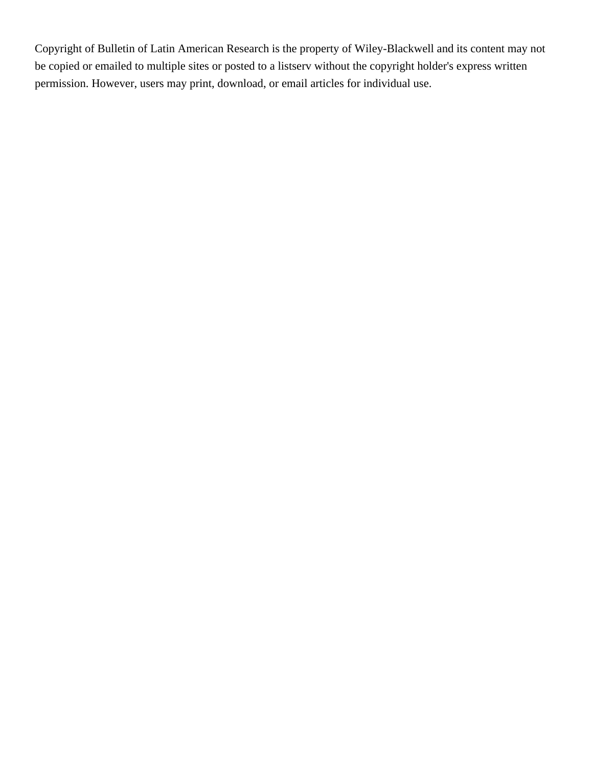Copyright of Bulletin of Latin American Research is the property of Wiley-Blackwell and its content may not be copied or emailed to multiple sites or posted to a listserv without the copyright holder's express written permission. However, users may print, download, or email articles for individual use.